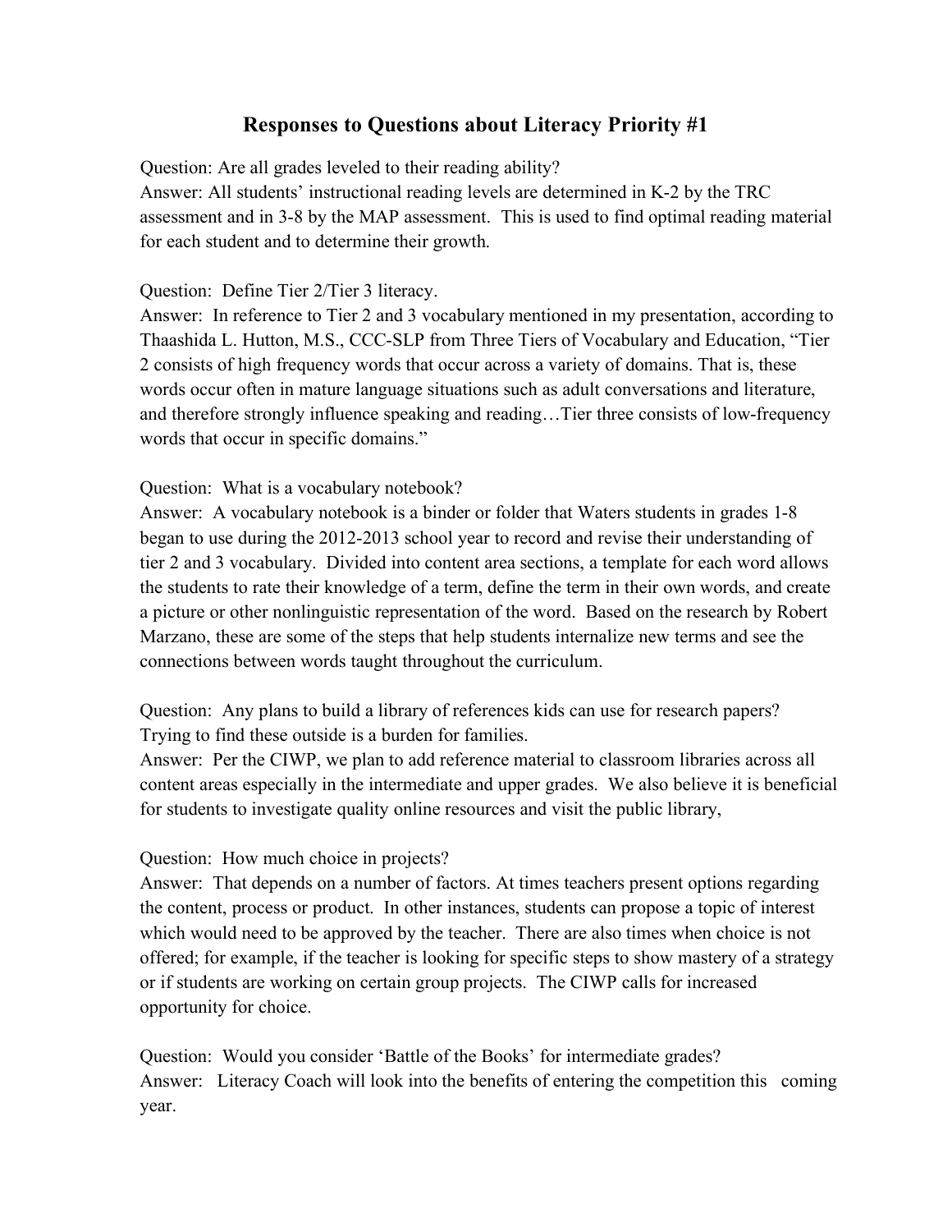# Responses to Questions about Literacy Priority #1

Question: Are all grades leveled to their reading ability?
Answer: All students' instructional reading levels are determined in K-2 by the TRC assessment and in 3-8 by the MAP assessment. This is used to find optimal reading material for each student and to determine their growth.

Question: Define Tier 2/Tier 3 literacy.
Answer: In reference to Tier 2 and 3 vocabulary mentioned in my presentation, according to Thaashida L. Hutton, M.S., CCC-SLP from Three Tiers of Vocabulary and Education, "Tier 2 consists of high frequency words that occur across a variety of domains. That is, these words occur often in mature language situations such as adult conversations and literature, and therefore strongly influence speaking and reading…Tier three consists of low-frequency words that occur in specific domains."

Question: What is a vocabulary notebook?
Answer: A vocabulary notebook is a binder or folder that Waters students in grades 1-8 began to use during the 2012-2013 school year to record and revise their understanding of tier 2 and 3 vocabulary. Divided into content area sections, a template for each word allows the students to rate their knowledge of a term, define the term in their own words, and create a picture or other nonlinguistic representation of the word. Based on the research by Robert Marzano, these are some of the steps that help students internalize new terms and see the connections between words taught throughout the curriculum.

Question: Any plans to build a library of references kids can use for research papers? Trying to find these outside is a burden for families.
Answer: Per the CIWP, we plan to add reference material to classroom libraries across all content areas especially in the intermediate and upper grades. We also believe it is beneficial for students to investigate quality online resources and visit the public library,

Question: How much choice in projects?
Answer: That depends on a number of factors. At times teachers present options regarding the content, process or product. In other instances, students can propose a topic of interest which would need to be approved by the teacher. There are also times when choice is not offered; for example, if the teacher is looking for specific steps to show mastery of a strategy or if students are working on certain group projects. The CIWP calls for increased opportunity for choice.

Question: Would you consider 'Battle of the Books' for intermediate grades?
Answer: Literacy Coach will look into the benefits of entering the competition this coming year.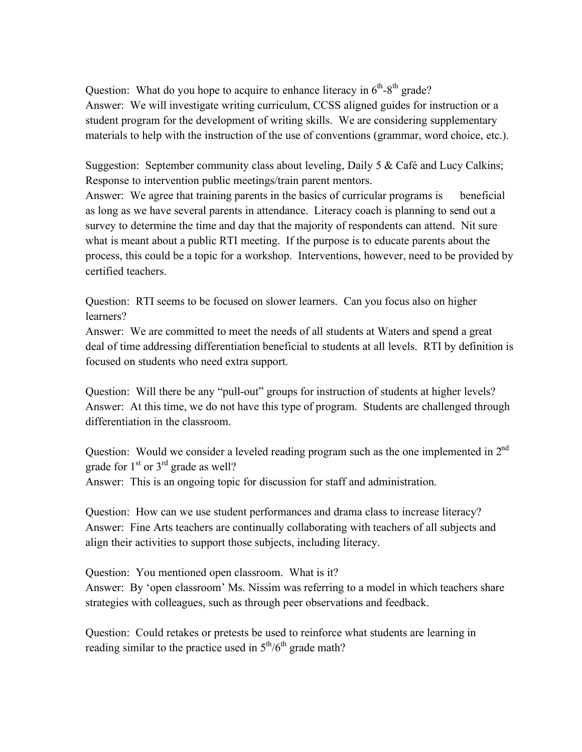Question: What do you hope to acquire to enhance literacy in 6th-8th grade?
Answer: We will investigate writing curriculum, CCSS aligned guides for instruction or a student program for the development of writing skills. We are considering supplementary materials to help with the instruction of the use of conventions (grammar, word choice, etc.).

Suggestion: September community class about leveling, Daily 5 & Café and Lucy Calkins; Response to intervention public meetings/train parent mentors.
Answer: We agree that training parents in the basics of curricular programs is beneficial as long as we have several parents in attendance. Literacy coach is planning to send out a survey to determine the time and day that the majority of respondents can attend. Nit sure what is meant about a public RTI meeting. If the purpose is to educate parents about the process, this could be a topic for a workshop. Interventions, however, need to be provided by certified teachers.

Question: RTI seems to be focused on slower learners. Can you focus also on higher learners?
Answer: We are committed to meet the needs of all students at Waters and spend a great deal of time addressing differentiation beneficial to students at all levels. RTI by definition is focused on students who need extra support.

Question: Will there be any "pull-out" groups for instruction of students at higher levels?
Answer: At this time, we do not have this type of program. Students are challenged through differentiation in the classroom.

Question: Would we consider a leveled reading program such as the one implemented in 2nd grade for 1st or 3rd grade as well?
Answer: This is an ongoing topic for discussion for staff and administration.

Question: How can we use student performances and drama class to increase literacy?
Answer: Fine Arts teachers are continually collaborating with teachers of all subjects and align their activities to support those subjects, including literacy.

Question: You mentioned open classroom. What is it?
Answer: By 'open classroom' Ms. Nissim was referring to a model in which teachers share strategies with colleagues, such as through peer observations and feedback.

Question: Could retakes or pretests be used to reinforce what students are learning in reading similar to the practice used in 5th/6th grade math?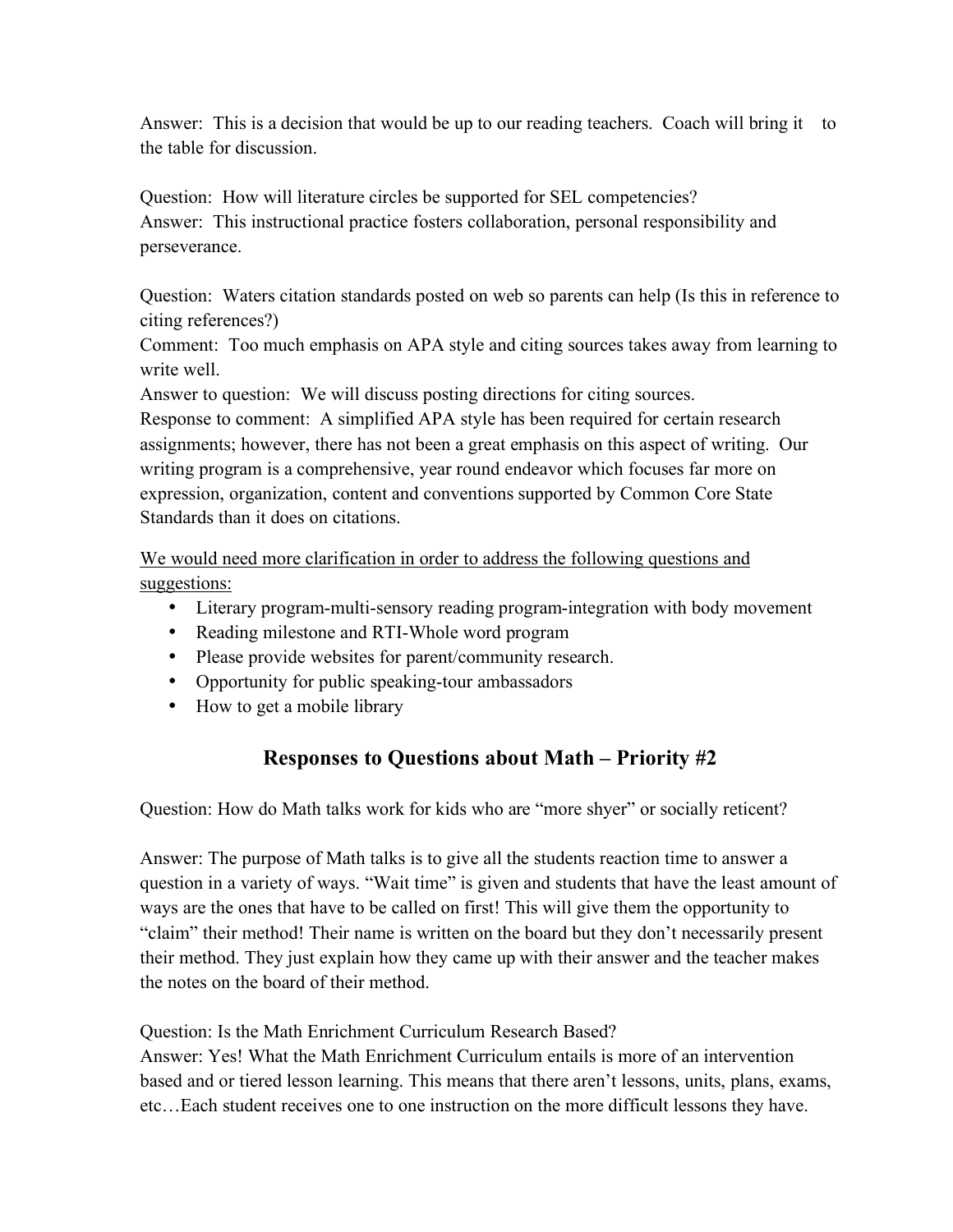Answer: This is a decision that would be up to our reading teachers. Coach will bring it to the table for discussion.

Question: How will literature circles be supported for SEL competencies?
Answer: This instructional practice fosters collaboration, personal responsibility and perseverance.

Question: Waters citation standards posted on web so parents can help (Is this in reference to citing references?)
Comment: Too much emphasis on APA style and citing sources takes away from learning to write well.
Answer to question: We will discuss posting directions for citing sources.
Response to comment: A simplified APA style has been required for certain research assignments; however, there has not been a great emphasis on this aspect of writing. Our writing program is a comprehensive, year round endeavor which focuses far more on expression, organization, content and conventions supported by Common Core State Standards than it does on citations.

<u>We would need more clarification in order to address the following questions and suggestions:</u>

- Literary program-multi-sensory reading program-integration with body movement
- Reading milestone and RTI-Whole word program
- Please provide websites for parent/community research.
- Opportunity for public speaking-tour ambassadors
- How to get a mobile library

## Responses to Questions about Math – Priority #2

Question: How do Math talks work for kids who are "more shyer" or socially reticent?

Answer: The purpose of Math talks is to give all the students reaction time to answer a question in a variety of ways. "Wait time" is given and students that have the least amount of ways are the ones that have to be called on first! This will give them the opportunity to "claim" their method! Their name is written on the board but they don't necessarily present their method. They just explain how they came up with their answer and the teacher makes the notes on the board of their method.

Question: Is the Math Enrichment Curriculum Research Based?
Answer: Yes! What the Math Enrichment Curriculum entails is more of an intervention based and or tiered lesson learning. This means that there aren't lessons, units, plans, exams, etc…Each student receives one to one instruction on the more difficult lessons they have.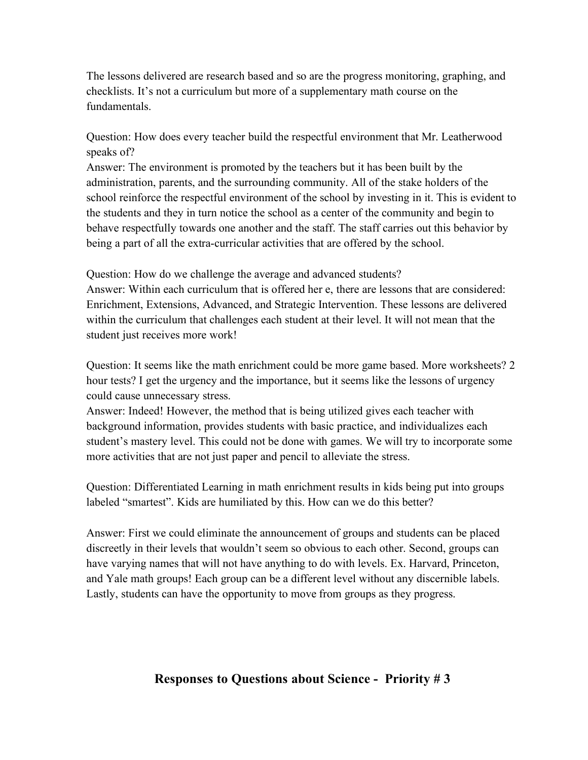The lessons delivered are research based and so are the progress monitoring, graphing, and checklists. It’s not a curriculum but more of a supplementary math course on the fundamentals.

Question: How does every teacher build the respectful environment that Mr. Leatherwood speaks of?
Answer: The environment is promoted by the teachers but it has been built by the administration, parents, and the surrounding community. All of the stake holders of the school reinforce the respectful environment of the school by investing in it. This is evident to the students and they in turn notice the school as a center of the community and begin to behave respectfully towards one another and the staff. The staff carries out this behavior by being a part of all the extra-curricular activities that are offered by the school.

Question: How do we challenge the average and advanced students?
Answer: Within each curriculum that is offered her e, there are lessons that are considered: Enrichment, Extensions, Advanced, and Strategic Intervention. These lessons are delivered within the curriculum that challenges each student at their level. It will not mean that the student just receives more work!

Question: It seems like the math enrichment could be more game based. More worksheets? 2 hour tests? I get the urgency and the importance, but it seems like the lessons of urgency could cause unnecessary stress.
Answer: Indeed! However, the method that is being utilized gives each teacher with background information, provides students with basic practice, and individualizes each student’s mastery level. This could not be done with games. We will try to incorporate some more activities that are not just paper and pencil to alleviate the stress.

Question: Differentiated Learning in math enrichment results in kids being put into groups labeled “smartest”. Kids are humiliated by this. How can we do this better?

Answer: First we could eliminate the announcement of groups and students can be placed discreetly in their levels that wouldn’t seem so obvious to each other. Second, groups can have varying names that will not have anything to do with levels. Ex. Harvard, Princeton, and Yale math groups! Each group can be a different level without any discernible labels. Lastly, students can have the opportunity to move from groups as they progress.

## Responses to Questions about Science - Priority # 3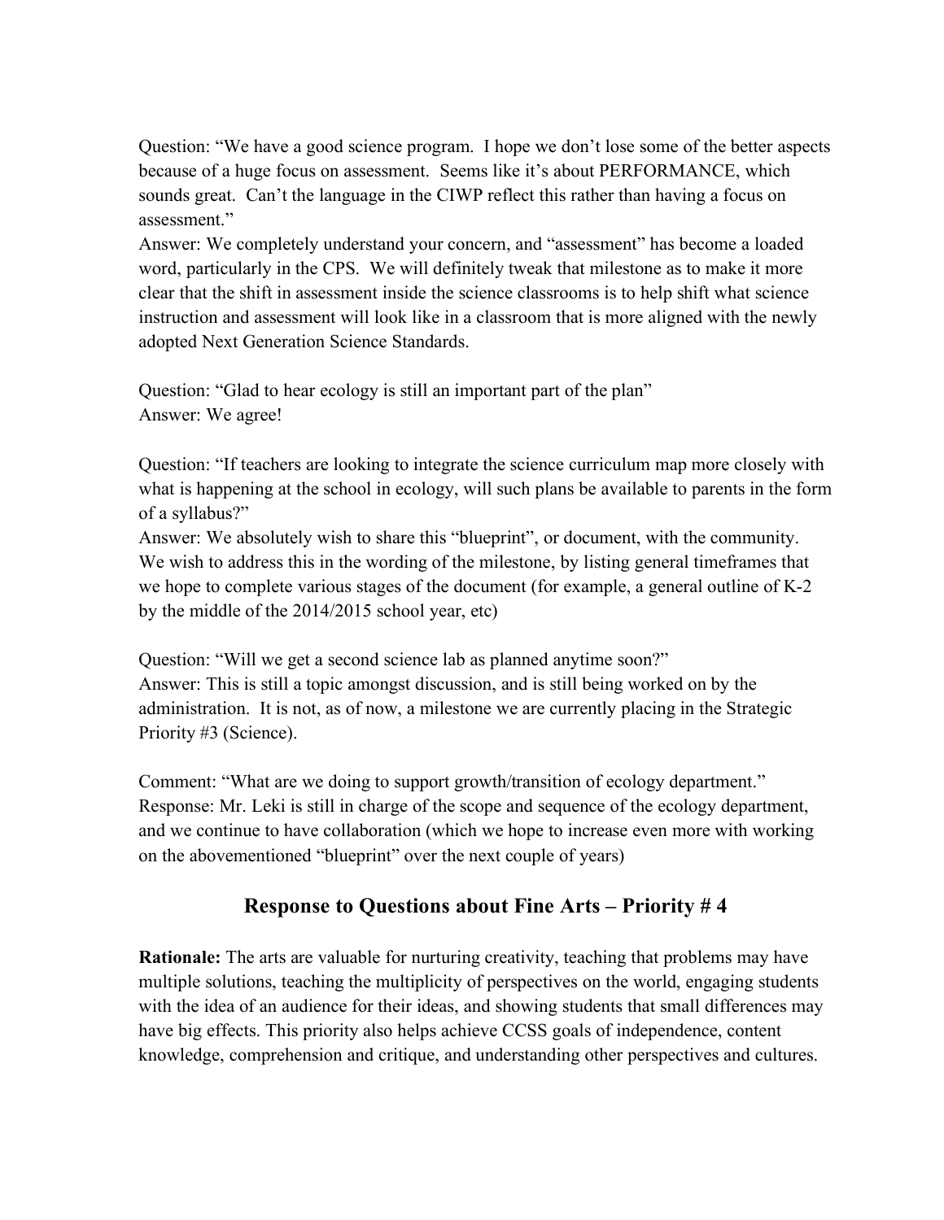Question: "We have a good science program. I hope we don't lose some of the better aspects because of a huge focus on assessment. Seems like it's about PERFORMANCE, which sounds great. Can't the language in the CIWP reflect this rather than having a focus on assessment."

Answer: We completely understand your concern, and "assessment" has become a loaded word, particularly in the CPS. We will definitely tweak that milestone as to make it more clear that the shift in assessment inside the science classrooms is to help shift what science instruction and assessment will look like in a classroom that is more aligned with the newly adopted Next Generation Science Standards.

Question: "Glad to hear ecology is still an important part of the plan"

Answer: We agree!

Question: "If teachers are looking to integrate the science curriculum map more closely with what is happening at the school in ecology, will such plans be available to parents in the form of a syllabus?"

Answer: We absolutely wish to share this "blueprint", or document, with the community. We wish to address this in the wording of the milestone, by listing general timeframes that we hope to complete various stages of the document (for example, a general outline of K-2 by the middle of the 2014/2015 school year, etc)

Question: "Will we get a second science lab as planned anytime soon?"

Answer: This is still a topic amongst discussion, and is still being worked on by the administration. It is not, as of now, a milestone we are currently placing in the Strategic Priority #3 (Science).

Comment: "What are we doing to support growth/transition of ecology department."

Response: Mr. Leki is still in charge of the scope and sequence of the ecology department, and we continue to have collaboration (which we hope to increase even more with working on the abovementioned "blueprint" over the next couple of years)

## Response to Questions about Fine Arts – Priority # 4

**Rationale:** The arts are valuable for nurturing creativity, teaching that problems may have multiple solutions, teaching the multiplicity of perspectives on the world, engaging students with the idea of an audience for their ideas, and showing students that small differences may have big effects. This priority also helps achieve CCSS goals of independence, content knowledge, comprehension and critique, and understanding other perspectives and cultures.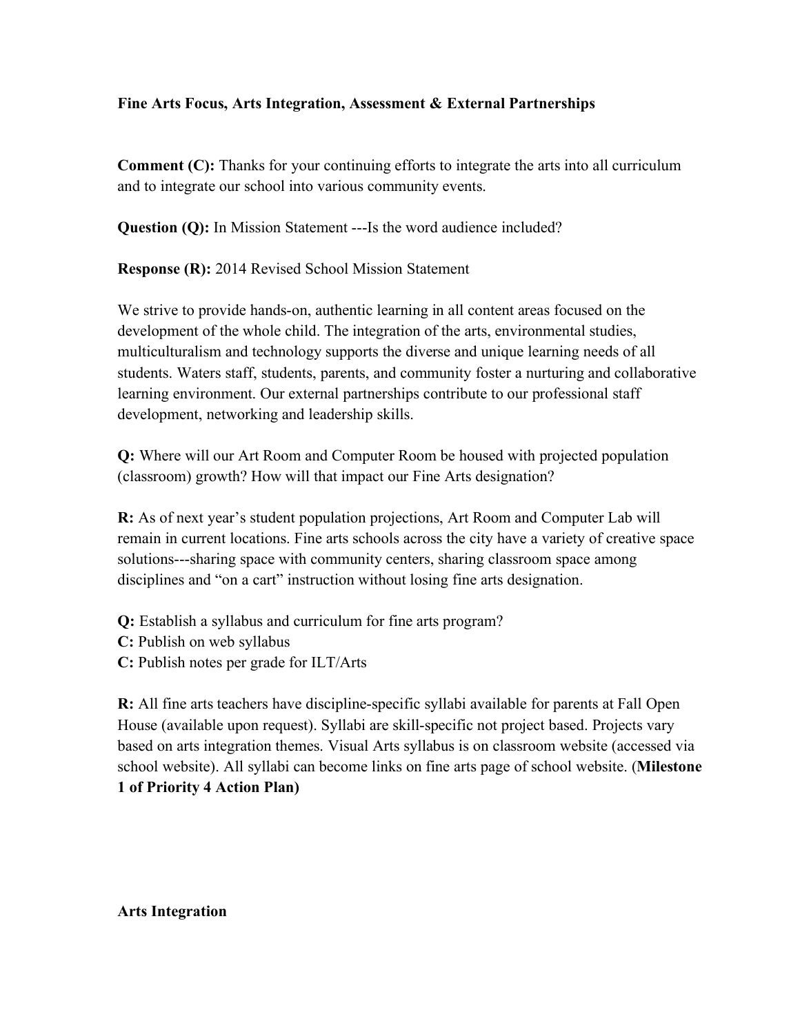**Fine Arts Focus, Arts Integration, Assessment & External Partnerships**

**Comment (C):** Thanks for your continuing efforts to integrate the arts into all curriculum and to integrate our school into various community events.

**Question (Q):** In Mission Statement ---Is the word audience included?

**Response (R):** 2014 Revised School Mission Statement

We strive to provide hands-on, authentic learning in all content areas focused on the development of the whole child. The integration of the arts, environmental studies, multiculturalism and technology supports the diverse and unique learning needs of all students. Waters staff, students, parents, and community foster a nurturing and collaborative learning environment. Our external partnerships contribute to our professional staff development, networking and leadership skills.

**Q:** Where will our Art Room and Computer Room be housed with projected population (classroom) growth? How will that impact our Fine Arts designation?

**R:** As of next year's student population projections, Art Room and Computer Lab will remain in current locations. Fine arts schools across the city have a variety of creative space solutions---sharing space with community centers, sharing classroom space among disciplines and "on a cart" instruction without losing fine arts designation.

**Q:** Establish a syllabus and curriculum for fine arts program?
**C:** Publish on web syllabus
**C:** Publish notes per grade for ILT/Arts

**R:** All fine arts teachers have discipline-specific syllabi available for parents at Fall Open House (available upon request). Syllabi are skill-specific not project based. Projects vary based on arts integration themes. Visual Arts syllabus is on classroom website (accessed via school website). All syllabi can become links on fine arts page of school website. (**Milestone 1 of Priority 4 Action Plan)**

**Arts Integration**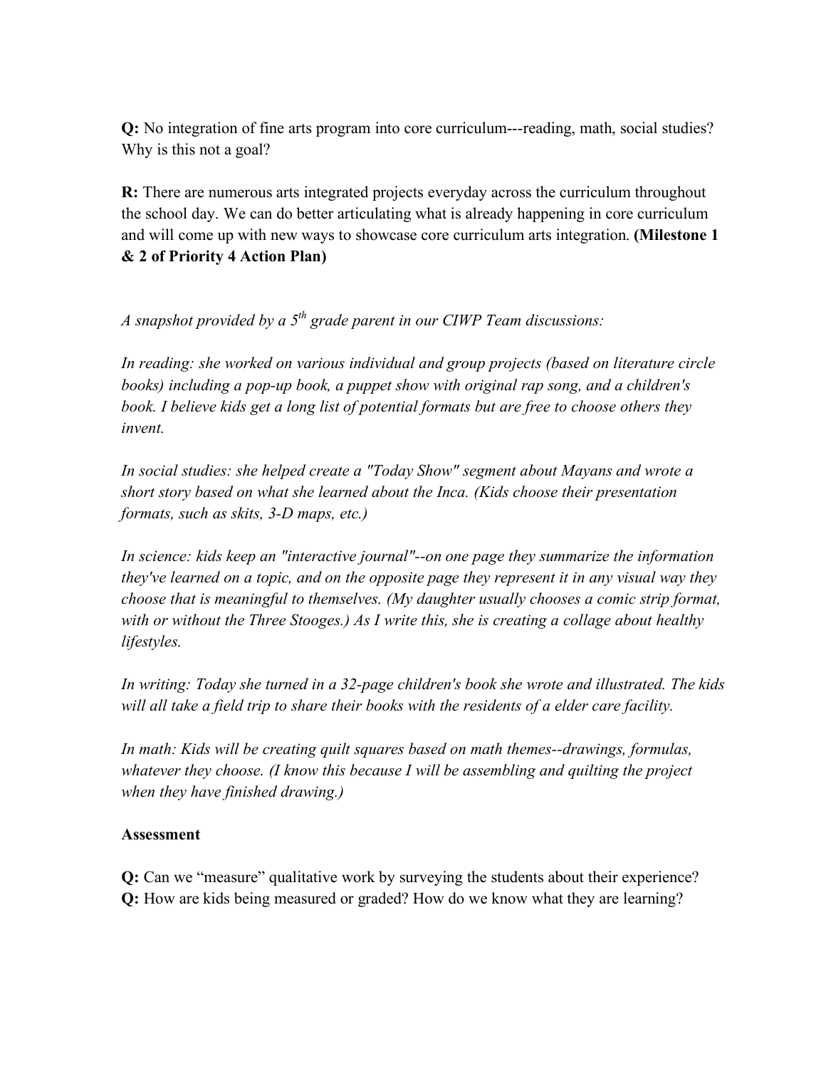**Q:** No integration of fine arts program into core curriculum---reading, math, social studies? Why is this not a goal?

**R:** There are numerous arts integrated projects everyday across the curriculum throughout the school day. We can do better articulating what is already happening in core curriculum and will come up with new ways to showcase core curriculum arts integration. **(Milestone 1 & 2 of Priority 4 Action Plan)**

*A snapshot provided by a 5th grade parent in our CIWP Team discussions:*

*In reading: she worked on various individual and group projects (based on literature circle books) including a pop-up book, a puppet show with original rap song, and a children's book. I believe kids get a long list of potential formats but are free to choose others they invent.*

*In social studies: she helped create a "Today Show" segment about Mayans and wrote a short story based on what she learned about the Inca. (Kids choose their presentation formats, such as skits, 3-D maps, etc.)*

*In science: kids keep an "interactive journal"--on one page they summarize the information they've learned on a topic, and on the opposite page they represent it in any visual way they choose that is meaningful to themselves. (My daughter usually chooses a comic strip format, with or without the Three Stooges.) As I write this, she is creating a collage about healthy lifestyles.*

*In writing: Today she turned in a 32-page children's book she wrote and illustrated. The kids will all take a field trip to share their books with the residents of a elder care facility.*

*In math: Kids will be creating quilt squares based on math themes--drawings, formulas, whatever they choose. (I know this because I will be assembling and quilting the project when they have finished drawing.)*

**Assessment**

**Q:** Can we "measure" qualitative work by surveying the students about their experience?
**Q:** How are kids being measured or graded? How do we know what they are learning?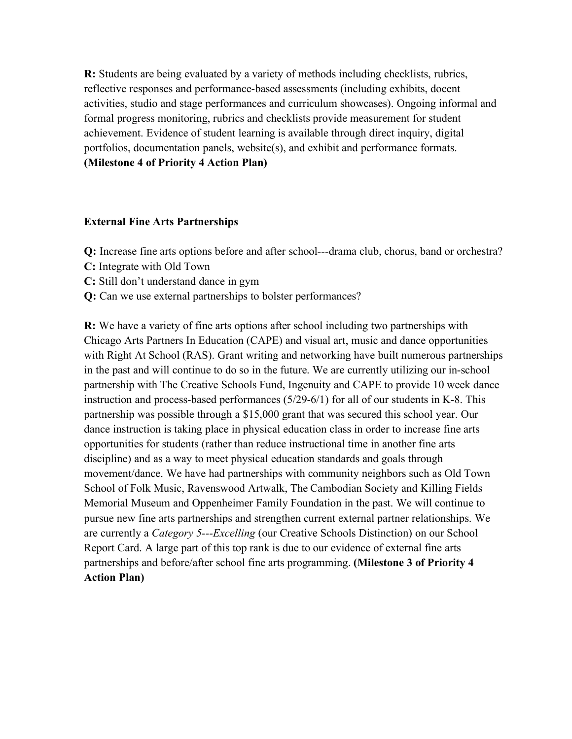**R:** Students are being evaluated by a variety of methods including checklists, rubrics, reflective responses and performance-based assessments (including exhibits, docent activities, studio and stage performances and curriculum showcases). Ongoing informal and formal progress monitoring, rubrics and checklists provide measurement for student achievement. Evidence of student learning is available through direct inquiry, digital portfolios, documentation panels, website(s), and exhibit and performance formats. **(Milestone 4 of Priority 4 Action Plan)**

**External Fine Arts Partnerships**

**Q:** Increase fine arts options before and after school---drama club, chorus, band or orchestra?
**C:** Integrate with Old Town
**C:** Still don't understand dance in gym
**Q:** Can we use external partnerships to bolster performances?

**R:** We have a variety of fine arts options after school including two partnerships with Chicago Arts Partners In Education (CAPE) and visual art, music and dance opportunities with Right At School (RAS). Grant writing and networking have built numerous partnerships in the past and will continue to do so in the future. We are currently utilizing our in-school partnership with The Creative Schools Fund, Ingenuity and CAPE to provide 10 week dance instruction and process-based performances (5/29-6/1) for all of our students in K-8. This partnership was possible through a $15,000 grant that was secured this school year. Our dance instruction is taking place in physical education class in order to increase fine arts opportunities for students (rather than reduce instructional time in another fine arts discipline) and as a way to meet physical education standards and goals through movement/dance. We have had partnerships with community neighbors such as Old Town School of Folk Music, Ravenswood Artwalk, The Cambodian Society and Killing Fields Memorial Museum and Oppenheimer Family Foundation in the past. We will continue to pursue new fine arts partnerships and strengthen current external partner relationships. We are currently a *Category 5---Excelling* (our Creative Schools Distinction) on our School Report Card. A large part of this top rank is due to our evidence of external fine arts partnerships and before/after school fine arts programming. **(Milestone 3 of Priority 4 Action Plan)**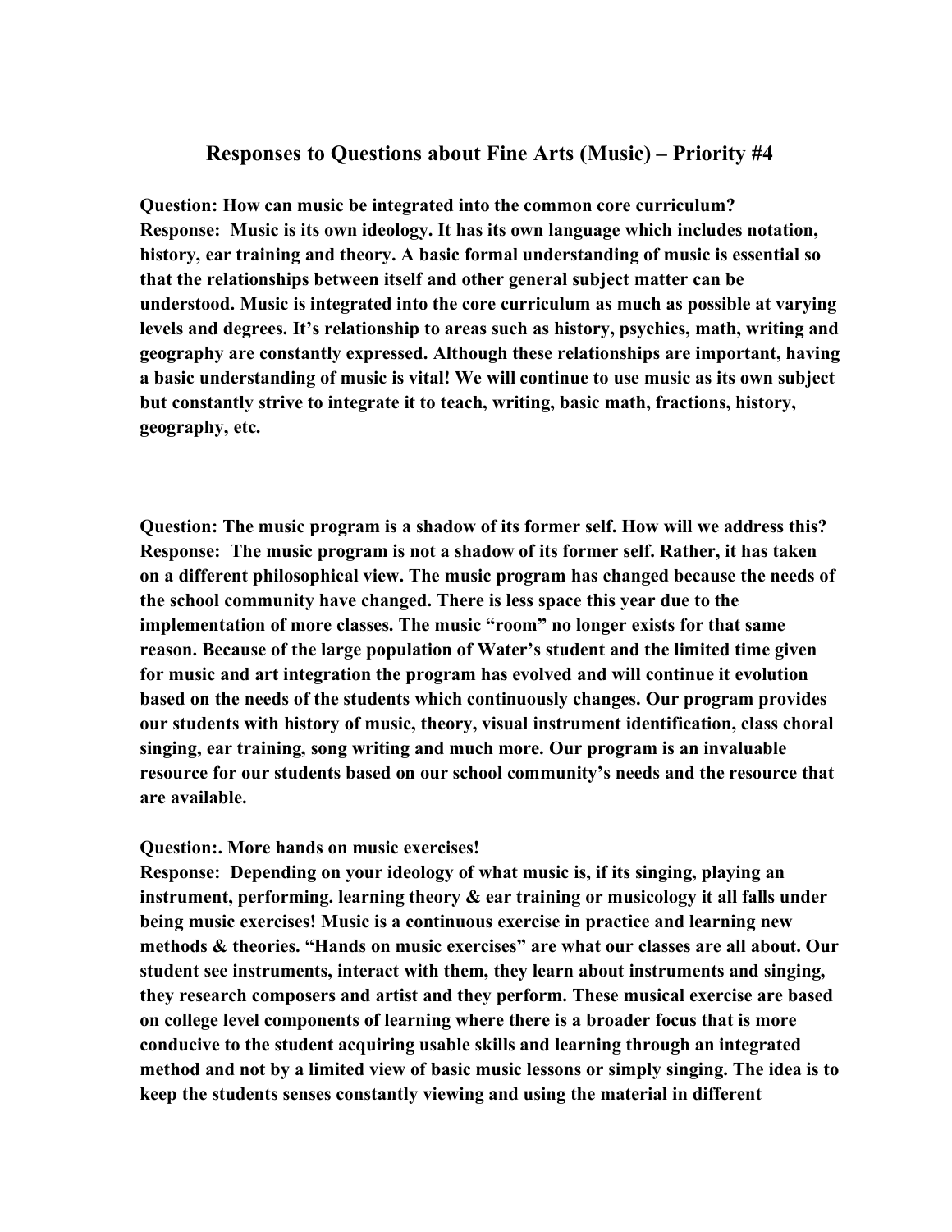## Responses to Questions about Fine Arts (Music) – Priority #4

**Question: How can music be integrated into the common core curriculum?**
**Response: Music is its own ideology. It has its own language which includes notation, history, ear training and theory. A basic formal understanding of music is essential so that the relationships between itself and other general subject matter can be understood. Music is integrated into the core curriculum as much as possible at varying levels and degrees. It's relationship to areas such as history, psychics, math, writing and geography are constantly expressed. Although these relationships are important, having a basic understanding of music is vital! We will continue to use music as its own subject but constantly strive to integrate it to teach, writing, basic math, fractions, history, geography, etc.**

**Question: The music program is a shadow of its former self. How will we address this?**
**Response: The music program is not a shadow of its former self. Rather, it has taken on a different philosophical view. The music program has changed because the needs of the school community have changed. There is less space this year due to the implementation of more classes. The music "room" no longer exists for that same reason. Because of the large population of Water's student and the limited time given for music and art integration the program has evolved and will continue it evolution based on the needs of the students which continuously changes. Our program provides our students with history of music, theory, visual instrument identification, class choral singing, ear training, song writing and much more. Our program is an invaluable resource for our students based on our school community's needs and the resource that are available.**

**Question:. More hands on music exercises!**
**Response: Depending on your ideology of what music is, if its singing, playing an instrument, performing. learning theory & ear training or musicology it all falls under being music exercises! Music is a continuous exercise in practice and learning new methods & theories. "Hands on music exercises" are what our classes are all about. Our student see instruments, interact with them, they learn about instruments and singing, they research composers and artist and they perform. These musical exercise are based on college level components of learning where there is a broader focus that is more conducive to the student acquiring usable skills and learning through an integrated method and not by a limited view of basic music lessons or simply singing. The idea is to keep the students senses constantly viewing and using the material in different**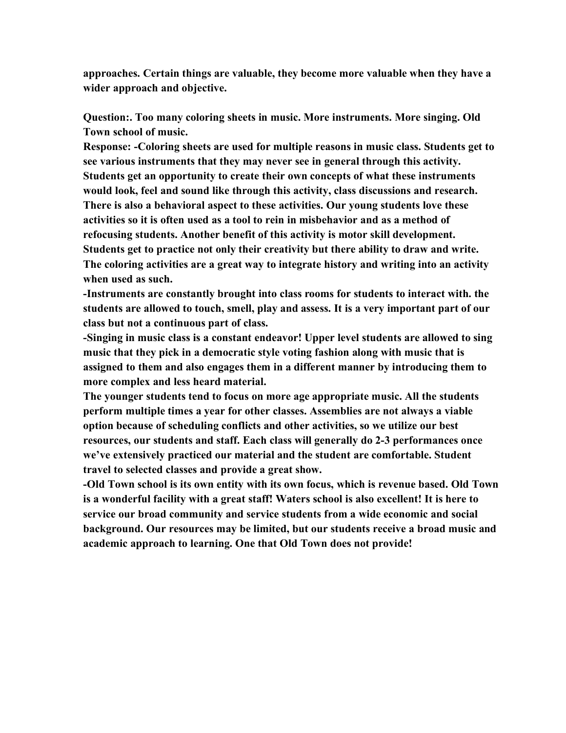**approaches. Certain things are valuable, they become more valuable when they have a wider approach and objective.**

**Question:. Too many coloring sheets in music. More instruments. More singing. Old Town school of music.**

**Response: -Coloring sheets are used for multiple reasons in music class. Students get to see various instruments that they may never see in general through this activity. Students get an opportunity to create their own concepts of what these instruments would look, feel and sound like through this activity, class discussions and research. There is also a behavioral aspect to these activities. Our young students love these activities so it is often used as a tool to rein in misbehavior and as a method of refocusing students. Another benefit of this activity is motor skill development. Students get to practice not only their creativity but there ability to draw and write. The coloring activities are a great way to integrate history and writing into an activity when used as such.**

**-Instruments are constantly brought into class rooms for students to interact with. the students are allowed to touch, smell, play and assess. It is a very important part of our class but not a continuous part of class.**

**-Singing in music class is a constant endeavor! Upper level students are allowed to sing music that they pick in a democratic style voting fashion along with music that is assigned to them and also engages them in a different manner by introducing them to more complex and less heard material.**

**The younger students tend to focus on more age appropriate music. All the students perform multiple times a year for other classes. Assemblies are not always a viable option because of scheduling conflicts and other activities, so we utilize our best resources, our students and staff. Each class will generally do 2-3 performances once we've extensively practiced our material and the student are comfortable. Student travel to selected classes and provide a great show.**

**-Old Town school is its own entity with its own focus, which is revenue based. Old Town is a wonderful facility with a great staff! Waters school is also excellent! It is here to service our broad community and service students from a wide economic and social background. Our resources may be limited, but our students receive a broad music and academic approach to learning. One that Old Town does not provide!**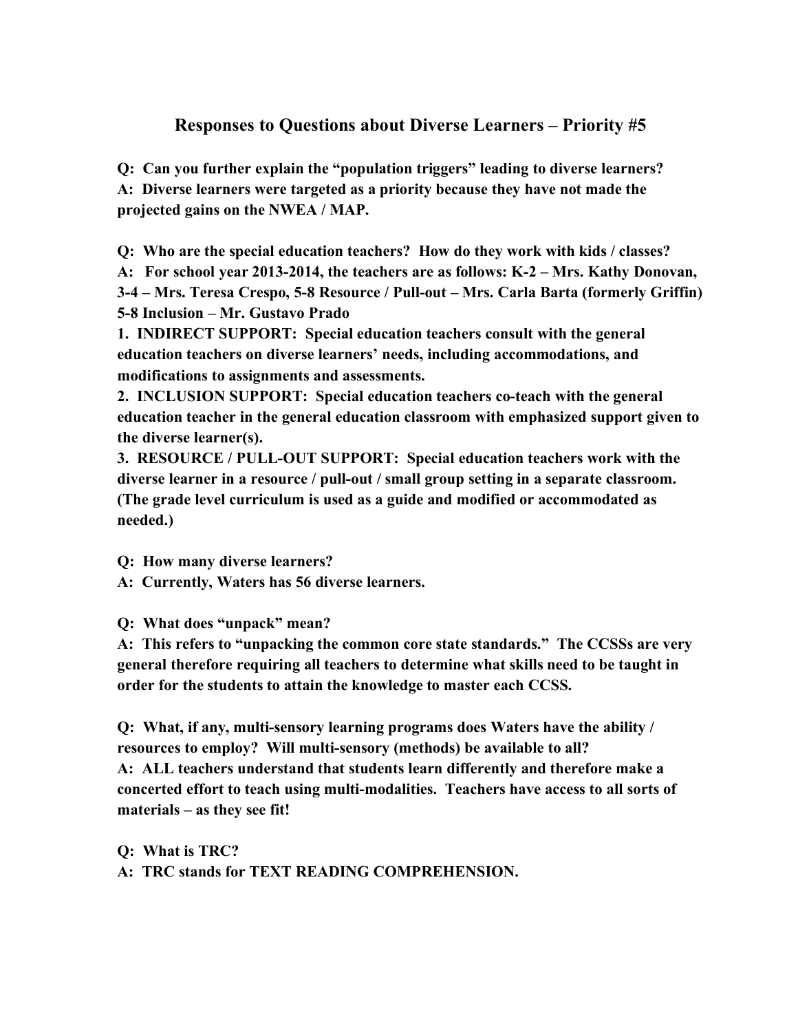# Responses to Questions about Diverse Learners – Priority #5

**Q: Can you further explain the "population triggers" leading to diverse learners?**
**A: Diverse learners were targeted as a priority because they have not made the projected gains on the NWEA / MAP.**

**Q: Who are the special education teachers? How do they work with kids / classes?**
**A: For school year 2013-2014, the teachers are as follows: K-2 – Mrs. Kathy Donovan, 3-4 – Mrs. Teresa Crespo, 5-8 Resource / Pull-out – Mrs. Carla Barta (formerly Griffin) 5-8 Inclusion – Mr. Gustavo Prado**

**1. INDIRECT SUPPORT: Special education teachers consult with the general education teachers on diverse learners' needs, including accommodations, and modifications to assignments and assessments.**

**2. INCLUSION SUPPORT: Special education teachers co-teach with the general education teacher in the general education classroom with emphasized support given to the diverse learner(s).**

**3. RESOURCE / PULL-OUT SUPPORT: Special education teachers work with the diverse learner in a resource / pull-out / small group setting in a separate classroom. (The grade level curriculum is used as a guide and modified or accommodated as needed.)**

**Q: How many diverse learners?**
**A: Currently, Waters has 56 diverse learners.**

**Q: What does "unpack" mean?**
**A: This refers to "unpacking the common core state standards." The CCSSs are very general therefore requiring all teachers to determine what skills need to be taught in order for the students to attain the knowledge to master each CCSS.**

**Q: What, if any, multi-sensory learning programs does Waters have the ability / resources to employ? Will multi-sensory (methods) be available to all?**
**A: ALL teachers understand that students learn differently and therefore make a concerted effort to teach using multi-modalities. Teachers have access to all sorts of materials – as they see fit!**

**Q: What is TRC?**
**A: TRC stands for TEXT READING COMPREHENSION.**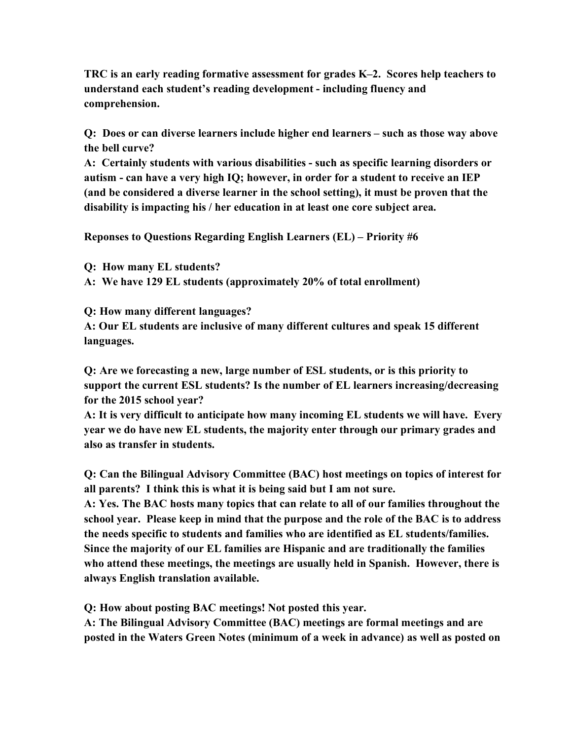**TRC is an early reading formative assessment for grades K–2. Scores help teachers to understand each student's reading development - including fluency and comprehension.**

**Q: Does or can diverse learners include higher end learners – such as those way above the bell curve?**
**A: Certainly students with various disabilities - such as specific learning disorders or autism - can have a very high IQ; however, in order for a student to receive an IEP (and be considered a diverse learner in the school setting), it must be proven that the disability is impacting his / her education in at least one core subject area.**

**Reponses to Questions Regarding English Learners (EL) – Priority #6**

**Q: How many EL students?**
**A: We have 129 EL students (approximately 20% of total enrollment)**

**Q: How many different languages?**
**A: Our EL students are inclusive of many different cultures and speak 15 different languages.**

**Q: Are we forecasting a new, large number of ESL students, or is this priority to support the current ESL students? Is the number of EL learners increasing/decreasing for the 2015 school year?**
**A: It is very difficult to anticipate how many incoming EL students we will have. Every year we do have new EL students, the majority enter through our primary grades and also as transfer in students.**

**Q: Can the Bilingual Advisory Committee (BAC) host meetings on topics of interest for all parents? I think this is what it is being said but I am not sure.**
**A: Yes. The BAC hosts many topics that can relate to all of our families throughout the school year. Please keep in mind that the purpose and the role of the BAC is to address the needs specific to students and families who are identified as EL students/families. Since the majority of our EL families are Hispanic and are traditionally the families who attend these meetings, the meetings are usually held in Spanish. However, there is always English translation available.**

**Q: How about posting BAC meetings! Not posted this year.**
**A: The Bilingual Advisory Committee (BAC) meetings are formal meetings and are posted in the Waters Green Notes (minimum of a week in advance) as well as posted on**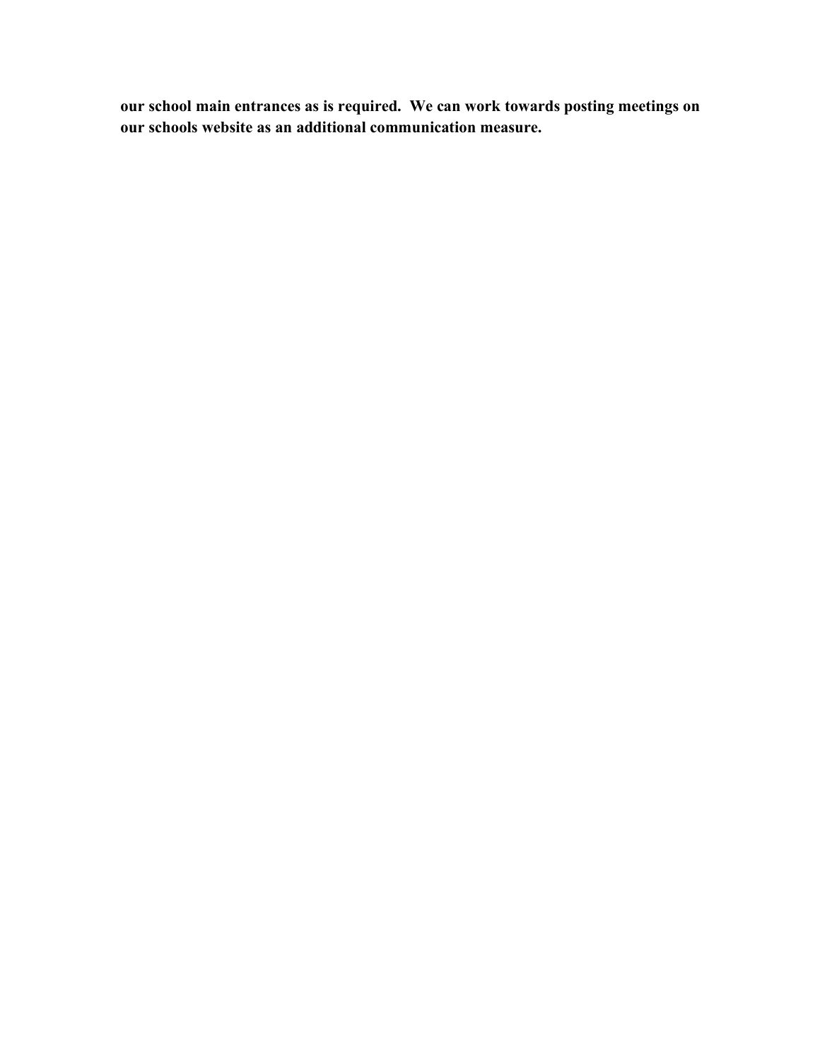**our school main entrances as is required. We can work towards posting meetings on our schools website as an additional communication measure.**